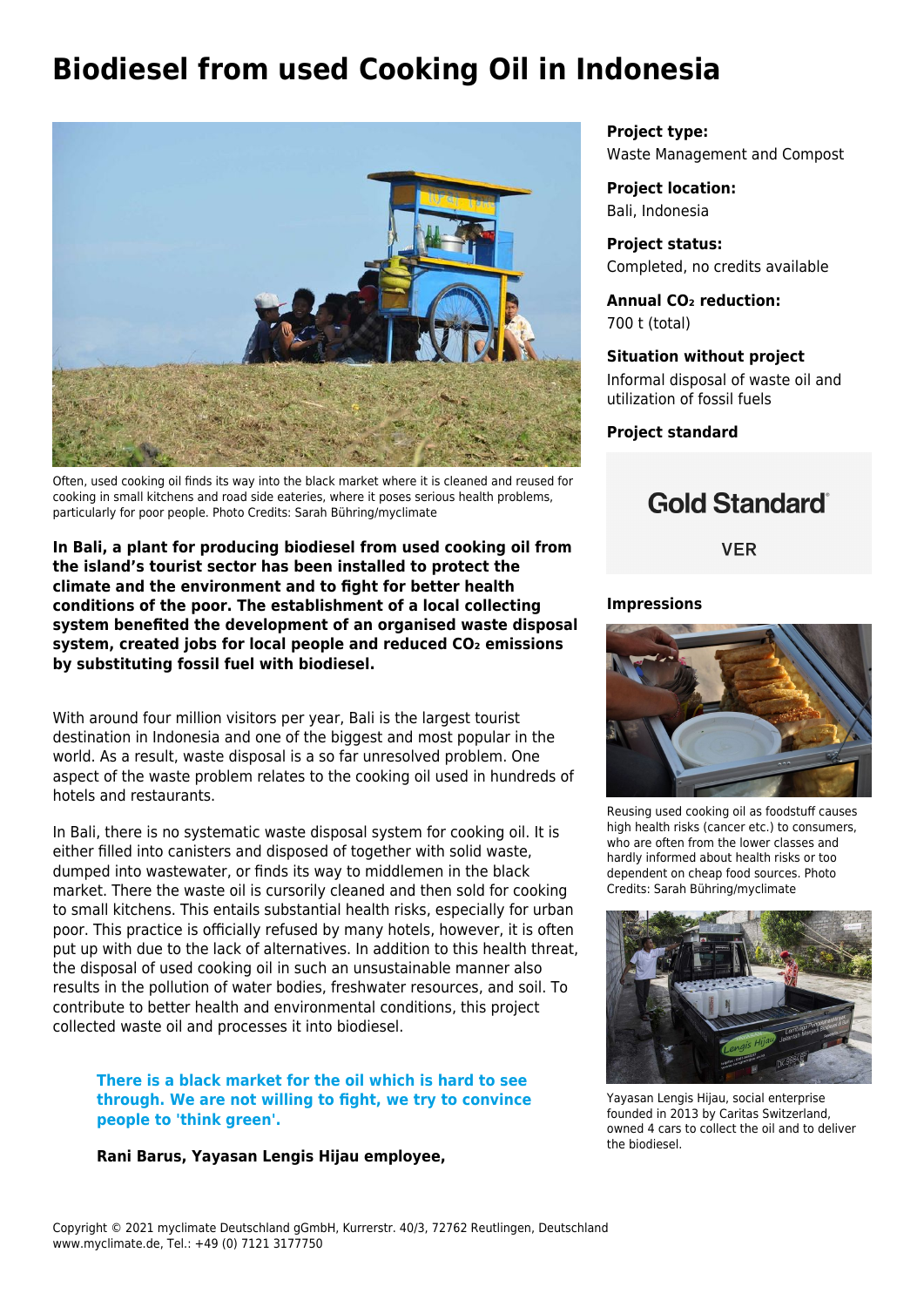# Biodiesel from used Cooking Oil in Indonesia

Often, used cooking oil finds its way into the black market where it is cleaned and reused for cooking in small kitchens and road side eateries, where it poses serious health problems, particularly for poor people. Photo Credits: Sarah Bühring/myclimate

**In Bali, a plant for producing biodiesel from used cooking oil from the island's tourist sector has been installed to protect the climate and the environment and to fight for better health conditions of the poor. The establishment of a local collecting system benefited the development of an organised waste disposal system, created jobs for local people and reduced $CO_2$ emissions by substituting fossil fuel with biodiesel.**

With around four million visitors per year, Bali is the largest tourist destination in Indonesia and one of the biggest and most popular in the world. As a result, waste disposal is a so far unresolved problem. One aspect of the waste problem relates to the cooking oil used in hundreds of hotels and restaurants.

In Bali, there is no systematic waste disposal system for cooking oil. It is either filled into canisters and disposed of together with solid waste, dumped into wastewater, or finds its way to middlemen in the black market. There the waste oil is cursorily cleaned and then sold for cooking to small kitchens. This entails substantial health risks, especially for urban poor. This practice is officially refused by many hotels, however, it is often put up with due to the lack of alternatives. In addition to this health threat, the disposal of used cooking oil in such an unsustainable manner also results in the pollution of water bodies, freshwater resources, and soil. To contribute to better health and environmental conditions, this project collected waste oil and processes it into biodiesel.

> **There is a black market for the oil which is hard to see through. We are not willing to fight, we try to convince people to 'think green'.**
>
> **Rani Barus, Yayasan Lengis Hijau employee,**

**Project type:**
Waste Management and Compost

**Project location:**
Bali, Indonesia

**Project status:**
Completed, no credits available

**Annual $CO_2$ reduction:**
700 t (total)

**Situation without project**
Informal disposal of waste oil and utilization of fossil fuels

**Project standard**

Gold Standard®

VER

**Impressions**

Reusing used cooking oil as foodstuff causes high health risks (cancer etc.) to consumers, who are often from the lower classes and hardly informed about health risks or too dependent on cheap food sources. Photo Credits: Sarah Bühring/myclimate

Yayasan Lengis Hijau, social enterprise founded in 2013 by Caritas Switzerland, owned 4 cars to collect the oil and to deliver the biodiesel.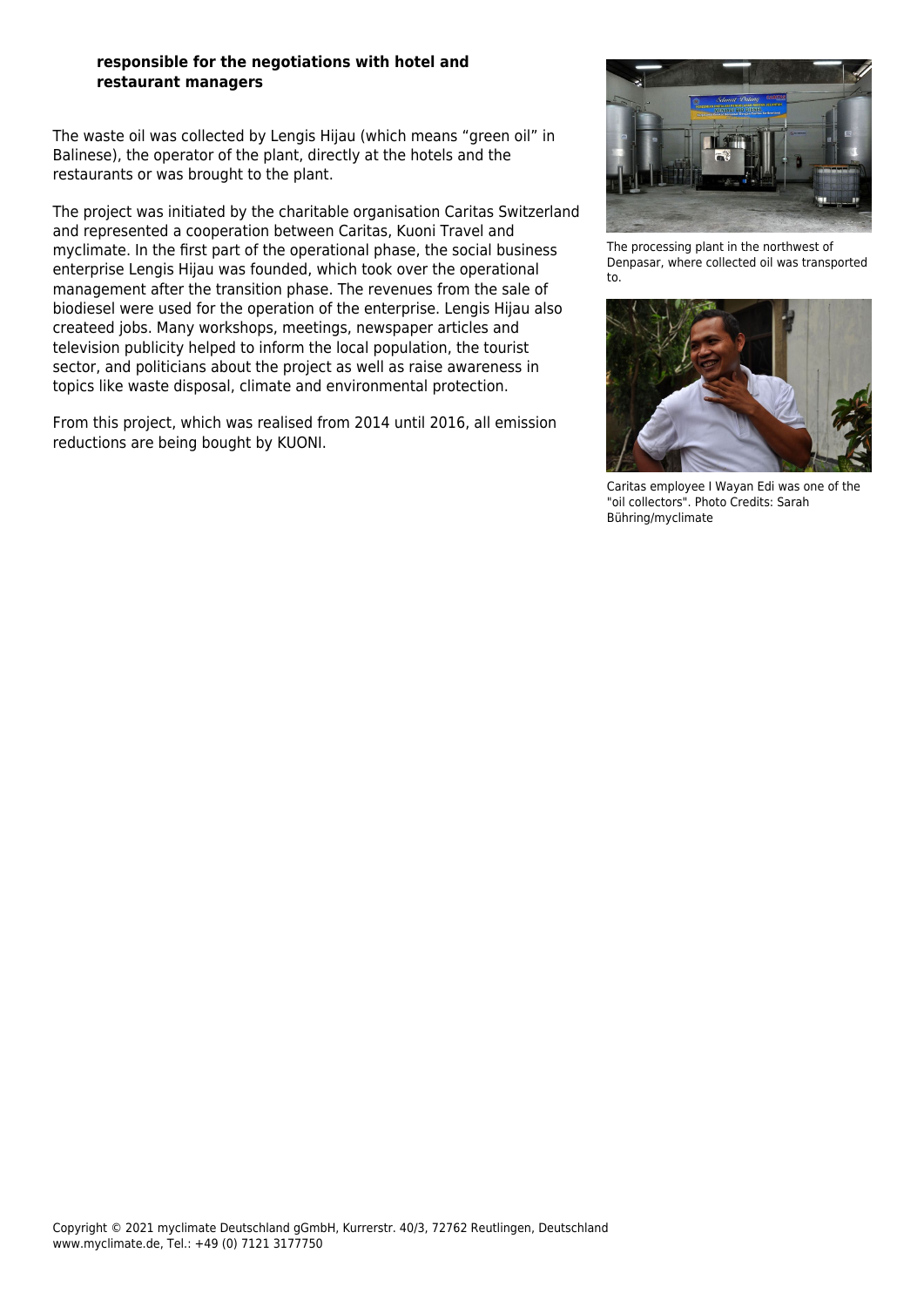**responsible for the negotiations with hotel and restaurant managers**

The waste oil was collected by Lengis Hijau (which means “green oil” in Balinese), the operator of the plant, directly at the hotels and the restaurants or was brought to the plant.

The project was initiated by the charitable organisation Caritas Switzerland and represented a cooperation between Caritas, Kuoni Travel and myclimate. In the first part of the operational phase, the social business enterprise Lengis Hijau was founded, which took over the operational management after the transition phase. The revenues from the sale of biodiesel were used for the operation of the enterprise. Lengis Hijau also createed jobs. Many workshops, meetings, newspaper articles and television publicity helped to inform the local population, the tourist sector, and politicians about the project as well as raise awareness in topics like waste disposal, climate and environmental protection.

From this project, which was realised from 2014 until 2016, all emission reductions are being bought by KUONI.

The processing plant in the northwest of Denpasar, where collected oil was transported to.

Caritas employee I Wayan Edi was one of the "oil collectors". Photo Credits: Sarah Bühring/myclimate

Copyright © 2021 myclimate Deutschland gGmbH, Kurrerstr. 40/3, 72762 Reutlingen, Deutschland
www.myclimate.de, Tel.: +49 (0) 7121 3177750